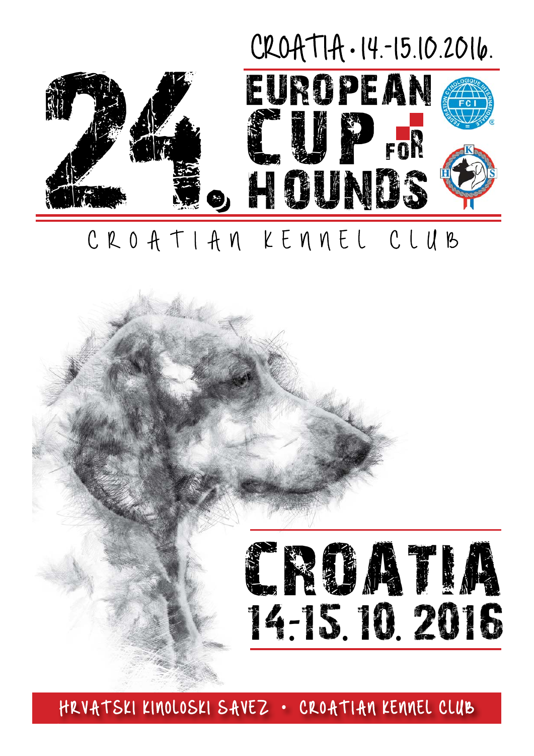CROATIA • 14.-15.10.2016.

# 24. EUROPEAN CUP FOR HOUNDS

CROATIAN KENNEL CLUB

# CROATIA

## 14.-15. 10. 2016

HRVATSKI KINOLOSKI SAVEZ • CROATIAN KENNEL CLUB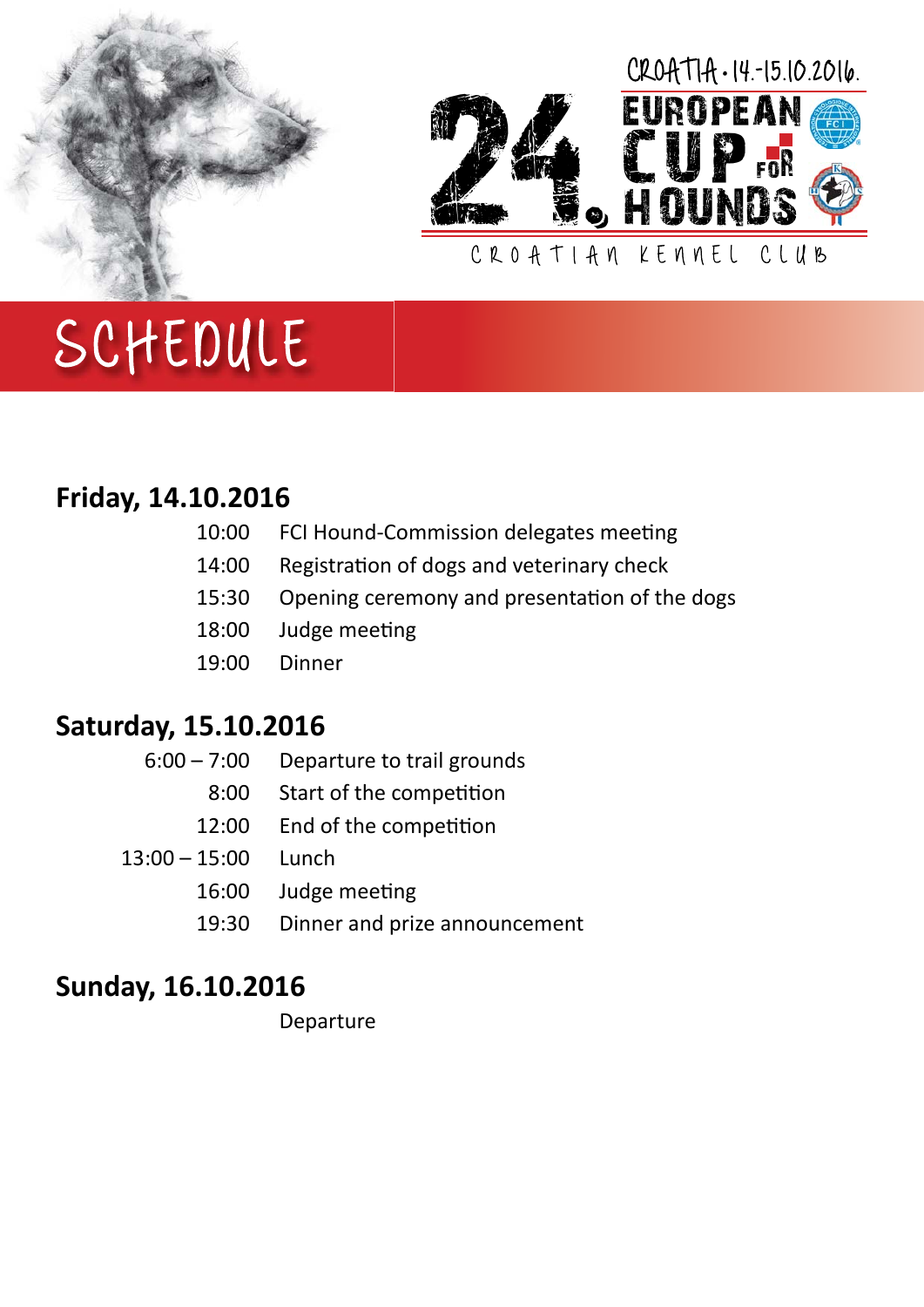CROATIA • 14.-15.10.2016.

# 24. EUROPEAN CUP FOR HOUNDS

CROATIAN KENNEL CLUB

# SCHEDULE

## Friday, 14.10.2016

| | |
|---|---|
| 10:00 | FCI Hound-Commission delegates meeting |
| 14:00 | Registration of dogs and veterinary check |
| 15:30 | Opening ceremony and presentation of the dogs |
| 18:00 | Judge meeting |
| 19:00 | Dinner |

## Saturday, 15.10.2016

| | |
|---|---|
| 6:00 – 7:00 | Departure to trail grounds |
| 8:00 | Start of the competition |
| 12:00 | End of the competition |
| 13:00 – 15:00 | Lunch |
| 16:00 | Judge meeting |
| 19:30 | Dinner and prize announcement |

## Sunday, 16.10.2016

Departure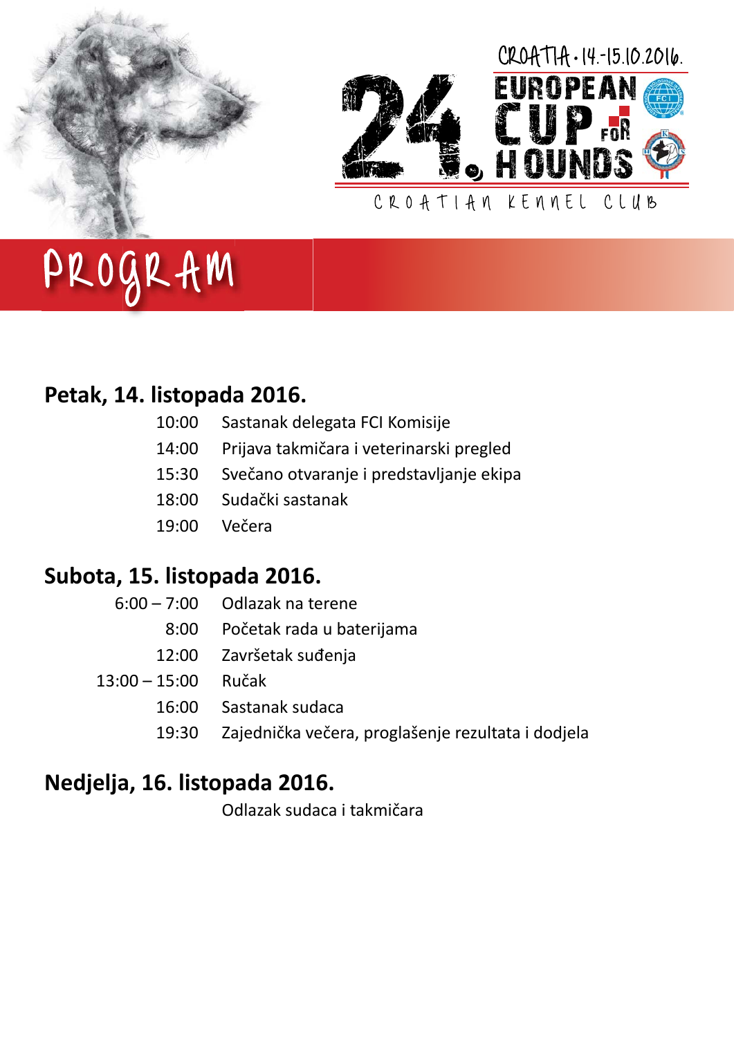CROATIA • 14.-15.10.2016.

# 24. EUROPEAN CUP FOR HOUNDS

CROATIAN KENNEL CLUB

# PROGRAM

## Petak, 14. listopada 2016.

| | |
|---|---|
| 10:00 | Sastanak delegata FCI Komisije |
| 14:00 | Prijava takmičara i veterinarski pregled |
| 15:30 | Svečano otvaranje i predstavljanje ekipa |
| 18:00 | Sudački sastanak |
| 19:00 | Večera |

## Subota, 15. listopada 2016.

| | |
|---|---|
| 6:00 – 7:00 | Odlazak na terene |
| 8:00 | Početak rada u baterijama |
| 12:00 | Završetak suđenja |
| 13:00 – 15:00 | Ručak |
| 16:00 | Sastanak sudaca |
| 19:30 | Zajednička večera, proglašenje rezultata i dodjela |

## Nedjelja, 16. listopada 2016.

Odlazak sudaca i takmičara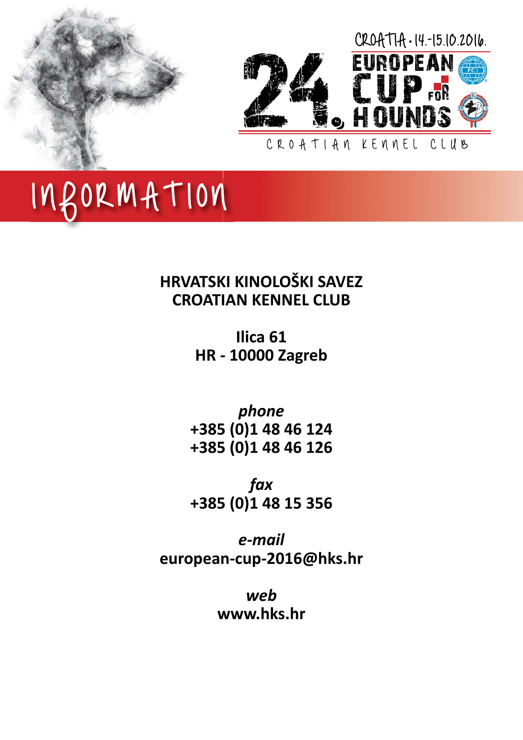CROATIA • 14.-15.10.2016.

24. EUROPEAN CUP FOR HOUNDS

CROATIAN KENNEL CLUB

# INFORMATION

**HRVATSKI KINOLOŠKI SAVEZ**
**CROATIAN KENNEL CLUB**

**Ilica 61**
**HR - 10000 Zagreb**

***phone***
**+385 (0)1 48 46 124**
**+385 (0)1 48 46 126**

***fax***
**+385 (0)1 48 15 356**

***e-mail***
**european-cup-2016@hks.hr**

***web***
**www.hks.hr**